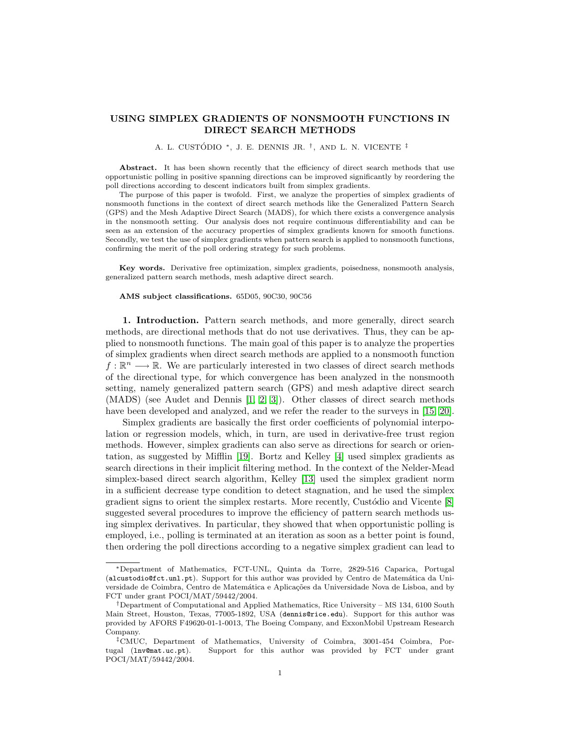# USING SIMPLEX GRADIENTS OF NONSMOOTH FUNCTIONS IN DIRECT SEARCH METHODS

A. L. CUSTÓDIO *, J. E. DENNIS JR. †, AND L. N. VICENTE ‡

**Abstract.** It has been shown recently that the efficiency of direct search methods that use opportunistic polling in positive spanning directions can be improved significantly by reordering the poll directions according to descent indicators built from simplex gradients.

The purpose of this paper is twofold. First, we analyze the properties of simplex gradients of nonsmooth functions in the context of direct search methods like the Generalized Pattern Search (GPS) and the Mesh Adaptive Direct Search (MADS), for which there exists a convergence analysis in the nonsmooth setting. Our analysis does not require continuous differentiability and can be seen as an extension of the accuracy properties of simplex gradients known for smooth functions. Secondly, we test the use of simplex gradients when pattern search is applied to nonsmooth functions, confirming the merit of the poll ordering strategy for such problems.

**Key words.** Derivative free optimization, simplex gradients, poisedness, nonsmooth analysis, generalized pattern search methods, mesh adaptive direct search.

**AMS subject classifications.** 65D05, 90C30, 90C56

**1. Introduction.** Pattern search methods, and more generally, direct search methods, are directional methods that do not use derivatives. Thus, they can be applied to nonsmooth functions. The main goal of this paper is to analyze the properties of simplex gradients when direct search methods are applied to a nonsmooth function $f : \mathbb{R}^n \longrightarrow \mathbb{R}$. We are particularly interested in two classes of direct search methods of the directional type, for which convergence has been analyzed in the nonsmooth setting, namely generalized pattern search (GPS) and mesh adaptive direct search (MADS) (see Audet and Dennis [1, 2, 3]). Other classes of direct search methods have been developed and analyzed, and we refer the reader to the surveys in [15, 20].

Simplex gradients are basically the first order coefficients of polynomial interpolation or regression models, which, in turn, are used in derivative-free trust region methods. However, simplex gradients can also serve as directions for search or orientation, as suggested by Mifflin [19]. Bortz and Kelley [4] used simplex gradients as search directions in their implicit filtering method. In the context of the Nelder-Mead simplex-based direct search algorithm, Kelley [13] used the simplex gradient norm in a sufficient decrease type condition to detect stagnation, and he used the simplex gradient signs to orient the simplex restarts. More recently, Custódio and Vicente [8] suggested several procedures to improve the efficiency of pattern search methods using simplex derivatives. In particular, they showed that when opportunistic polling is employed, i.e., polling is terminated at an iteration as soon as a better point is found, then ordering the poll directions according to a negative simplex gradient can lead to

---

*Department of Mathematics, FCT-UNL, Quinta da Torre, 2829-516 Caparica, Portugal (alcustodio@fct.unl.pt). Support for this author was provided by Centro de Matemática da Universidade de Coimbra, Centro de Matemática e Aplicações da Universidade Nova de Lisboa, and by FCT under grant POCI/MAT/59442/2004.

†Department of Computational and Applied Mathematics, Rice University – MS 134, 6100 South Main Street, Houston, Texas, 77005-1892, USA (dennis@rice.edu). Support for this author was provided by AFORS F49620-01-1-0013, The Boeing Company, and ExxonMobil Upstream Research Company.

‡CMUC, Department of Mathematics, University of Coimbra, 3001-454 Coimbra, Portugal (lnv@mat.uc.pt). Support for this author was provided by FCT under grant POCI/MAT/59442/2004.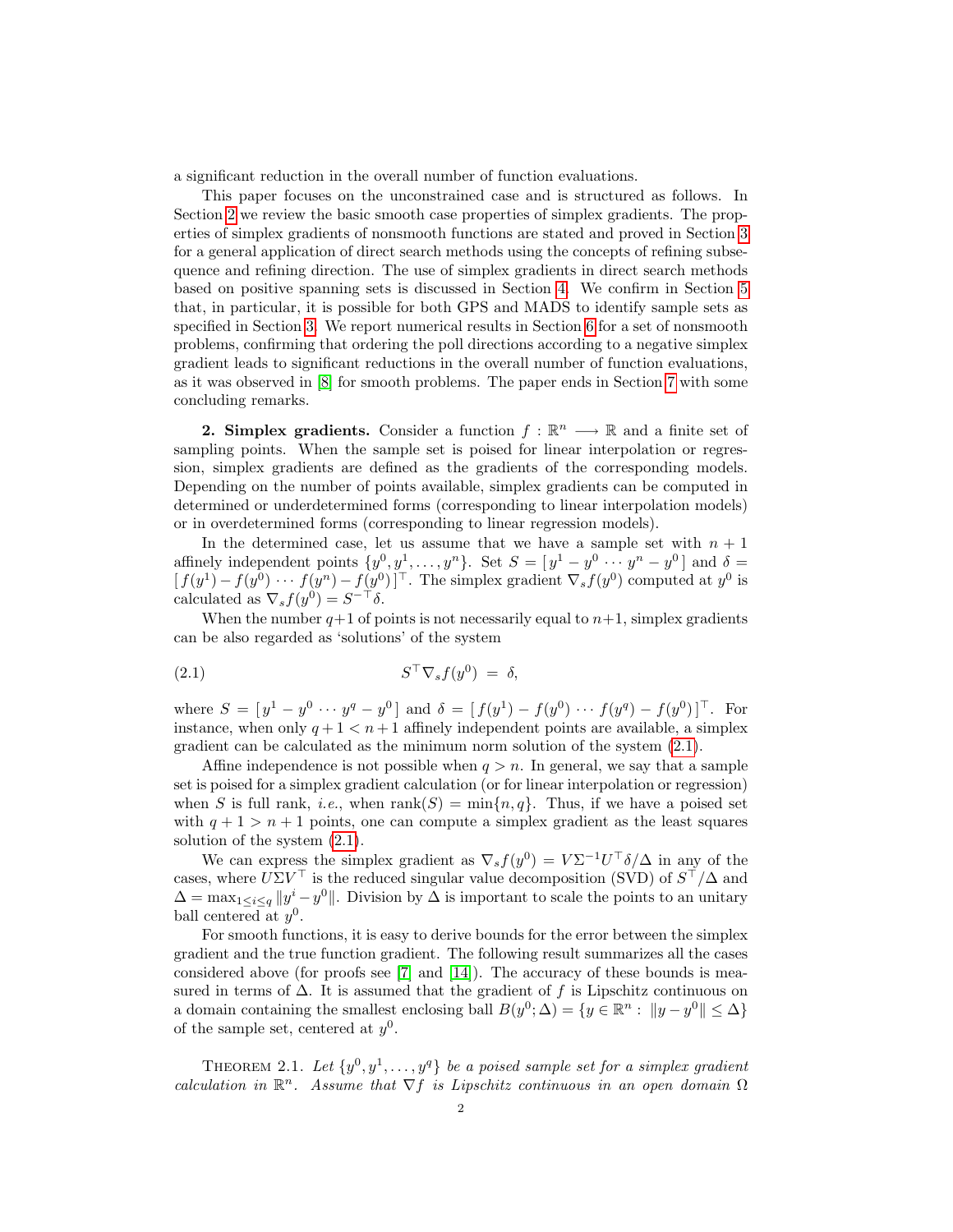a significant reduction in the overall number of function evaluations.

This paper focuses on the unconstrained case and is structured as follows. In Section 2 we review the basic smooth case properties of simplex gradients. The properties of simplex gradients of nonsmooth functions are stated and proved in Section 3 for a general application of direct search methods using the concepts of refining subsequence and refining direction. The use of simplex gradients in direct search methods based on positive spanning sets is discussed in Section 4. We confirm in Section 5 that, in particular, it is possible for both GPS and MADS to identify sample sets as specified in Section 3. We report numerical results in Section 6 for a set of nonsmooth problems, confirming that ordering the poll directions according to a negative simplex gradient leads to significant reductions in the overall number of function evaluations, as it was observed in [8] for smooth problems. The paper ends in Section 7 with some concluding remarks.

**2. Simplex gradients.** Consider a function $f : \mathbb{R}^n \longrightarrow \mathbb{R}$ and a finite set of sampling points. When the sample set is poised for linear interpolation or regression, simplex gradients are defined as the gradients of the corresponding models. Depending on the number of points available, simplex gradients can be computed in determined or underdetermined forms (corresponding to linear interpolation models) or in overdetermined forms (corresponding to linear regression models).

In the determined case, let us assume that we have a sample set with $n+1$ affinely independent points $\{y^0, y^1, \ldots, y^n\}$. Set $S = [\, y^1 - y^0 \cdots y^n - y^0 \,]$ and $\delta = [\, f(y^1) - f(y^0) \cdots f(y^n) - f(y^0) \,]^\top$. The simplex gradient $\nabla_s f(y^0)$ computed at $y^0$ is calculated as $\nabla_s f(y^0) = S^{-\top}\delta$.

When the number $q+1$ of points is not necessarily equal to $n+1$, simplex gradients can be also regarded as 'solutions' of the system

$$S^\top \nabla_s f(y^0) \;=\; \delta, \tag{2.1}$$

where $S = [\, y^1 - y^0 \cdots y^q - y^0 \,]$ and $\delta = [\, f(y^1) - f(y^0) \cdots f(y^q) - f(y^0) \,]^\top$. For instance, when only $q+1 < n+1$ affinely independent points are available, a simplex gradient can be calculated as the minimum norm solution of the system (2.1).

Affine independence is not possible when $q > n$. In general, we say that a sample set is poised for a simplex gradient calculation (or for linear interpolation or regression) when $S$ is full rank, *i.e.*, when $\text{rank}(S) = \min\{n, q\}$. Thus, if we have a poised set with $q+1 > n+1$ points, one can compute a simplex gradient as the least squares solution of the system (2.1).

We can express the simplex gradient as $\nabla_s f(y^0) = V\Sigma^{-1}U^\top\delta/\Delta$ in any of the cases, where $U\Sigma V^\top$ is the reduced singular value decomposition (SVD) of $S^\top/\Delta$ and $\Delta = \max_{1 \le i \le q} \|y^i - y^0\|$. Division by $\Delta$ is important to scale the points to an unitary ball centered at $y^0$.

For smooth functions, it is easy to derive bounds for the error between the simplex gradient and the true function gradient. The following result summarizes all the cases considered above (for proofs see [7] and [14]). The accuracy of these bounds is measured in terms of $\Delta$. It is assumed that the gradient of $f$ is Lipschitz continuous on a domain containing the smallest enclosing ball $B(y^0; \Delta) = \{y \in \mathbb{R}^n : \; \|y - y^0\| \le \Delta\}$ of the sample set, centered at $y^0$.

THEOREM 2.1. *Let $\{y^0, y^1, \ldots, y^q\}$ be a poised sample set for a simplex gradient calculation in $\mathbb{R}^n$. Assume that $\nabla f$ is Lipschitz continuous in an open domain $\Omega$*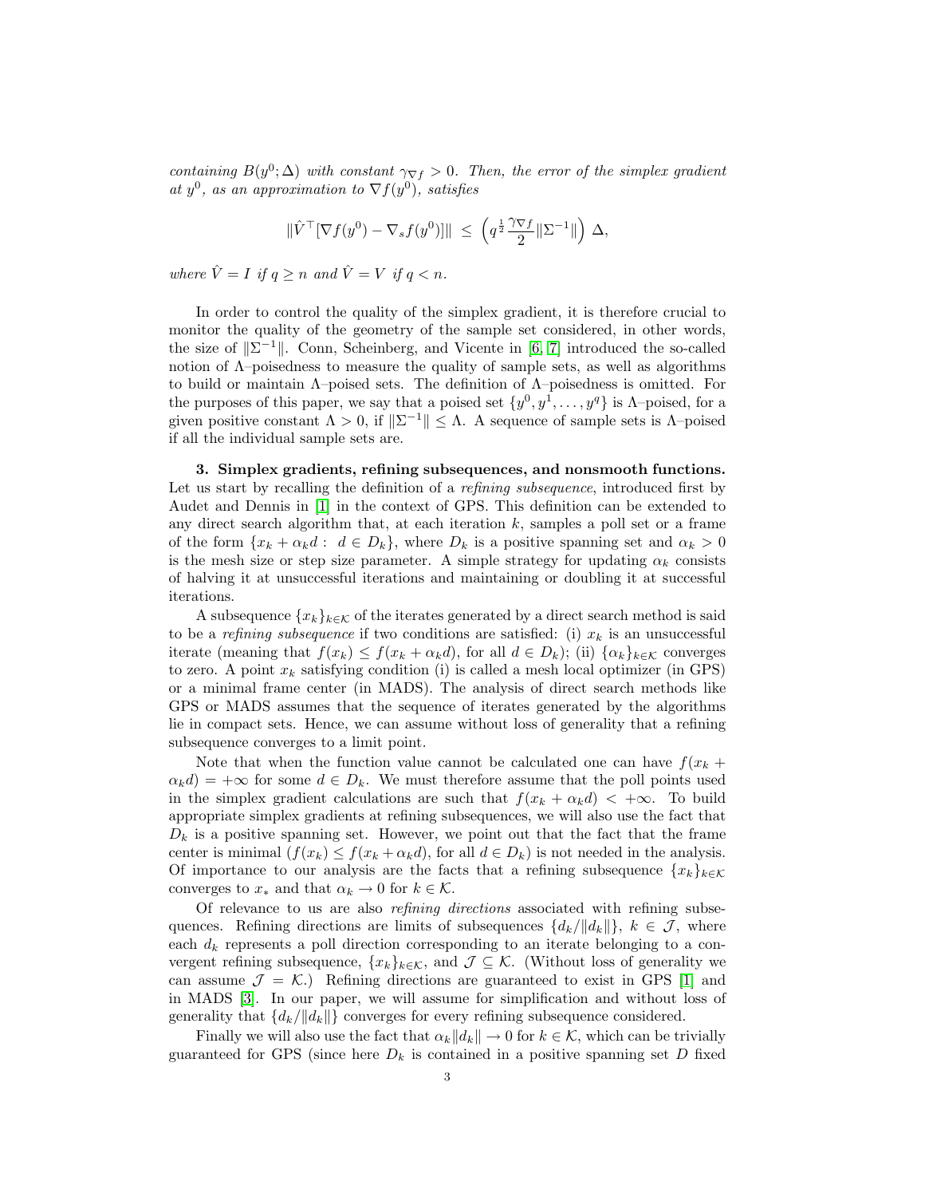*containing $B(y^0;\Delta)$ with constant $\gamma_{\nabla f} > 0$. Then, the error of the simplex gradient at $y^0$, as an approximation to $\nabla f(y^0)$, satisfies*

$$\|\hat{V}^\top[\nabla f(y^0) - \nabla_s f(y^0)]\| \;\leq\; \left(q^{\frac{1}{2}}\frac{\gamma_{\nabla f}}{2}\|\Sigma^{-1}\|\right)\Delta,$$

*where $\hat{V} = I$ if $q \geq n$ and $\hat{V} = V$ if $q < n$.*

In order to control the quality of the simplex gradient, it is therefore crucial to monitor the quality of the geometry of the sample set considered, in other words, the size of $\|\Sigma^{-1}\|$. Conn, Scheinberg, and Vicente in [6, 7] introduced the so-called notion of $\Lambda$–poisedness to measure the quality of sample sets, as well as algorithms to build or maintain $\Lambda$–poised sets. The definition of $\Lambda$–poisedness is omitted. For the purposes of this paper, we say that a poised set $\{y^0, y^1, \ldots, y^q\}$ is $\Lambda$–poised, for a given positive constant $\Lambda > 0$, if $\|\Sigma^{-1}\| \leq \Lambda$. A sequence of sample sets is $\Lambda$–poised if all the individual sample sets are.

## 3. Simplex gradients, refining subsequences, and nonsmooth functions.

Let us start by recalling the definition of a *refining subsequence*, introduced first by Audet and Dennis in [1] in the context of GPS. This definition can be extended to any direct search algorithm that, at each iteration $k$, samples a poll set or a frame of the form $\{x_k + \alpha_k d : \; d \in D_k\}$, where $D_k$ is a positive spanning set and $\alpha_k > 0$ is the mesh size or step size parameter. A simple strategy for updating $\alpha_k$ consists of halving it at unsuccessful iterations and maintaining or doubling it at successful iterations.

A subsequence $\{x_k\}_{k\in\mathcal{K}}$ of the iterates generated by a direct search method is said to be a *refining subsequence* if two conditions are satisfied: (i) $x_k$ is an unsuccessful iterate (meaning that $f(x_k) \leq f(x_k + \alpha_k d)$, for all $d \in D_k$); (ii) $\{\alpha_k\}_{k\in\mathcal{K}}$ converges to zero. A point $x_k$ satisfying condition (i) is called a mesh local optimizer (in GPS) or a minimal frame center (in MADS). The analysis of direct search methods like GPS or MADS assumes that the sequence of iterates generated by the algorithms lie in compact sets. Hence, we can assume without loss of generality that a refining subsequence converges to a limit point.

Note that when the function value cannot be calculated one can have $f(x_k + \alpha_k d) = +\infty$ for some $d \in D_k$. We must therefore assume that the poll points used in the simplex gradient calculations are such that $f(x_k + \alpha_k d) < +\infty$. To build appropriate simplex gradients at refining subsequences, we will also use the fact that $D_k$ is a positive spanning set. However, we point out that the fact that the frame center is minimal ($f(x_k) \leq f(x_k + \alpha_k d)$, for all $d \in D_k$) is not needed in the analysis. Of importance to our analysis are the facts that a refining subsequence $\{x_k\}_{k\in\mathcal{K}}$ converges to $x_*$ and that $\alpha_k \to 0$ for $k \in \mathcal{K}$.

Of relevance to us are also *refining directions* associated with refining subsequences. Refining directions are limits of subsequences $\{d_k/\|d_k\|\}$, $k \in \mathcal{J}$, where each $d_k$ represents a poll direction corresponding to an iterate belonging to a convergent refining subsequence, $\{x_k\}_{k\in\mathcal{K}}$, and $\mathcal{J} \subseteq \mathcal{K}$. (Without loss of generality we can assume $\mathcal{J} = \mathcal{K}$.) Refining directions are guaranteed to exist in GPS [1] and in MADS [3]. In our paper, we will assume for simplification and without loss of generality that $\{d_k/\|d_k\|\}$ converges for every refining subsequence considered.

Finally we will also use the fact that $\alpha_k\|d_k\| \to 0$ for $k \in \mathcal{K}$, which can be trivially guaranteed for GPS (since here $D_k$ is contained in a positive spanning set $D$ fixed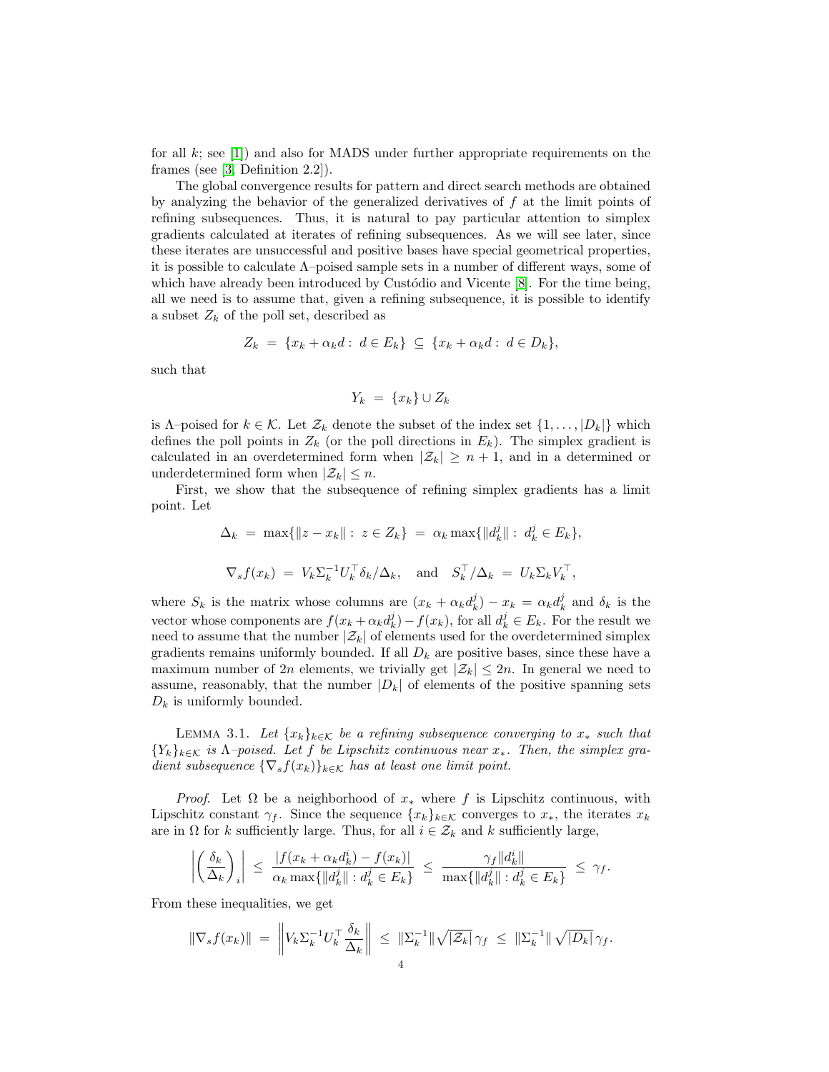for all $k$; see [1]) and also for MADS under further appropriate requirements on the frames (see [3, Definition 2.2]).

The global convergence results for pattern and direct search methods are obtained by analyzing the behavior of the generalized derivatives of $f$ at the limit points of refining subsequences. Thus, it is natural to pay particular attention to simplex gradients calculated at iterates of refining subsequences. As we will see later, since these iterates are unsuccessful and positive bases have special geometrical properties, it is possible to calculate $\Lambda$–poised sample sets in a number of different ways, some of which have already been introduced by Custódio and Vicente [8]. For the time being, all we need is to assume that, given a refining subsequence, it is possible to identify a subset $Z_k$ of the poll set, described as

$$Z_k \;=\; \{x_k + \alpha_k d:\; d \in E_k\} \;\subseteq\; \{x_k + \alpha_k d:\; d \in D_k\},$$

such that

$$Y_k \;=\; \{x_k\} \cup Z_k$$

is $\Lambda$–poised for $k \in \mathcal{K}$. Let $\mathcal{Z}_k$ denote the subset of the index set $\{1, \ldots, |D_k|\}$ which defines the poll points in $Z_k$ (or the poll directions in $E_k$). The simplex gradient is calculated in an overdetermined form when $|\mathcal{Z}_k| \geq n+1$, and in a determined or underdetermined form when $|\mathcal{Z}_k| \leq n$.

First, we show that the subsequence of refining simplex gradients has a limit point. Let

$$\Delta_k \;=\; \max\{\|z - x_k\|:\; z \in Z_k\} \;=\; \alpha_k \max\{\|d_k^j\|:\; d_k^j \in E_k\},$$

$$\nabla_s f(x_k) \;=\; V_k \Sigma_k^{-1} U_k^\top \delta_k / \Delta_k, \quad \text{and} \quad S_k^\top / \Delta_k \;=\; U_k \Sigma_k V_k^\top,$$

where $S_k$ is the matrix whose columns are $(x_k + \alpha_k d_k^j) - x_k = \alpha_k d_k^j$ and $\delta_k$ is the vector whose components are $f(x_k + \alpha_k d_k^j) - f(x_k)$, for all $d_k^j \in E_k$. For the result we need to assume that the number $|\mathcal{Z}_k|$ of elements used for the overdetermined simplex gradients remains uniformly bounded. If all $D_k$ are positive bases, since these have a maximum number of $2n$ elements, we trivially get $|\mathcal{Z}_k| \leq 2n$. In general we need to assume, reasonably, that the number $|D_k|$ of elements of the positive spanning sets $D_k$ is uniformly bounded.

Lemma 3.1. *Let $\{x_k\}_{k \in \mathcal{K}}$ be a refining subsequence converging to $x_*$ such that $\{Y_k\}_{k \in \mathcal{K}}$ is $\Lambda$–poised. Let $f$ be Lipschitz continuous near $x_*$. Then, the simplex gradient subsequence $\{\nabla_s f(x_k)\}_{k \in \mathcal{K}}$ has at least one limit point.*

*Proof.* Let $\Omega$ be a neighborhood of $x_*$ where $f$ is Lipschitz continuous, with Lipschitz constant $\gamma_f$. Since the sequence $\{x_k\}_{k \in \mathcal{K}}$ converges to $x_*$, the iterates $x_k$ are in $\Omega$ for $k$ sufficiently large. Thus, for all $i \in \mathcal{Z}_k$ and $k$ sufficiently large,

$$\left| \left( \frac{\delta_k}{\Delta_k} \right)_i \right| \;\leq\; \frac{|f(x_k + \alpha_k d_k^i) - f(x_k)|}{\alpha_k \max\{\|d_k^j\| : d_k^j \in E_k\}} \;\leq\; \frac{\gamma_f \|d_k^i\|}{\max\{\|d_k^j\| : d_k^j \in E_k\}} \;\leq\; \gamma_f.$$

From these inequalities, we get

$$\|\nabla_s f(x_k)\| \;=\; \left\| V_k \Sigma_k^{-1} U_k^\top \frac{\delta_k}{\Delta_k} \right\| \;\leq\; \|\Sigma_k^{-1}\| \sqrt{|\mathcal{Z}_k|}\, \gamma_f \;\leq\; \|\Sigma_k^{-1}\| \sqrt{|D_k|}\, \gamma_f.$$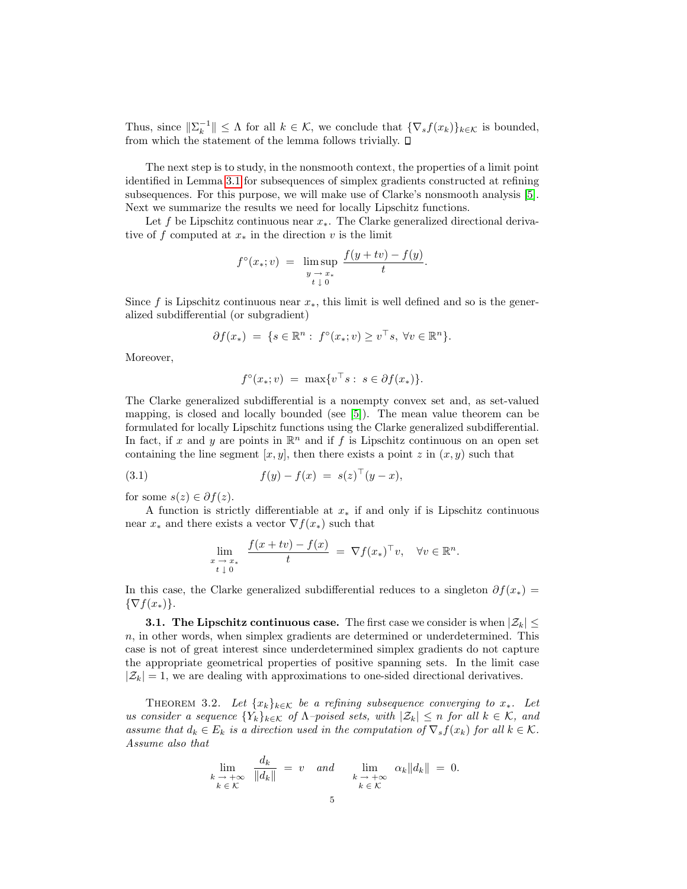Thus, since $\|\Sigma_k^{-1}\| \leq \Lambda$ for all $k \in \mathcal{K}$, we conclude that $\{\nabla_s f(x_k)\}_{k\in\mathcal{K}}$ is bounded, from which the statement of the lemma follows trivially. □

The next step is to study, in the nonsmooth context, the properties of a limit point identified in Lemma 3.1 for subsequences of simplex gradients constructed at refining subsequences. For this purpose, we will make use of Clarke's nonsmooth analysis [5]. Next we summarize the results we need for locally Lipschitz functions.

Let $f$ be Lipschitz continuous near $x_*$. The Clarke generalized directional derivative of $f$ computed at $x_*$ in the direction $v$ is the limit

$$f^\circ(x_*; v) \;=\; \limsup_{\substack{y \to x_* \\ t \downarrow 0}} \frac{f(y + tv) - f(y)}{t}.$$

Since $f$ is Lipschitz continuous near $x_*$, this limit is well defined and so is the generalized subdifferential (or subgradient)

$$\partial f(x_*) \;=\; \{s \in \mathbb{R}^n : \; f^\circ(x_*; v) \geq v^\top s, \; \forall v \in \mathbb{R}^n\}.$$

Moreover,

$$f^\circ(x_*; v) \;=\; \max\{v^\top s : \; s \in \partial f(x_*)\}.$$

The Clarke generalized subdifferential is a nonempty convex set and, as set-valued mapping, is closed and locally bounded (see [5]). The mean value theorem can be formulated for locally Lipschitz functions using the Clarke generalized subdifferential. In fact, if $x$ and $y$ are points in $\mathbb{R}^n$ and if $f$ is Lipschitz continuous on an open set containing the line segment $[x, y]$, then there exists a point $z$ in $(x, y)$ such that

$$f(y) - f(x) \;=\; s(z)^\top (y - x), \tag{3.1}$$

for some $s(z) \in \partial f(z)$.

A function is strictly differentiable at $x_*$ if and only if is Lipschitz continuous near $x_*$ and there exists a vector $\nabla f(x_*)$ such that

$$\lim_{\substack{x \to x_* \\ t \downarrow 0}} \frac{f(x + tv) - f(x)}{t} \;=\; \nabla f(x_*)^\top v, \quad \forall v \in \mathbb{R}^n.$$

In this case, the Clarke generalized subdifferential reduces to a singleton $\partial f(x_*) = \{\nabla f(x_*)\}$.

### 3.1. The Lipschitz continuous case.

The first case we consider is when $|\mathcal{Z}_k| \leq n$, in other words, when simplex gradients are determined or underdetermined. This case is not of great interest since underdetermined simplex gradients do not capture the appropriate geometrical properties of positive spanning sets. In the limit case $|\mathcal{Z}_k| = 1$, we are dealing with approximations to one-sided directional derivatives.

THEOREM 3.2. *Let $\{x_k\}_{k\in\mathcal{K}}$ be a refining subsequence converging to $x_*$. Let us consider a sequence $\{Y_k\}_{k\in\mathcal{K}}$ of $\Lambda$–poised sets, with $|\mathcal{Z}_k| \leq n$ for all $k \in \mathcal{K}$, and assume that $d_k \in E_k$ is a direction used in the computation of $\nabla_s f(x_k)$ for all $k \in \mathcal{K}$. Assume also that*

$$\lim_{\substack{k \to +\infty \\ k \in \mathcal{K}}} \frac{d_k}{\|d_k\|} \;=\; v \quad \text{and} \quad \lim_{\substack{k \to +\infty \\ k \in \mathcal{K}}} \alpha_k \|d_k\| \;=\; 0.$$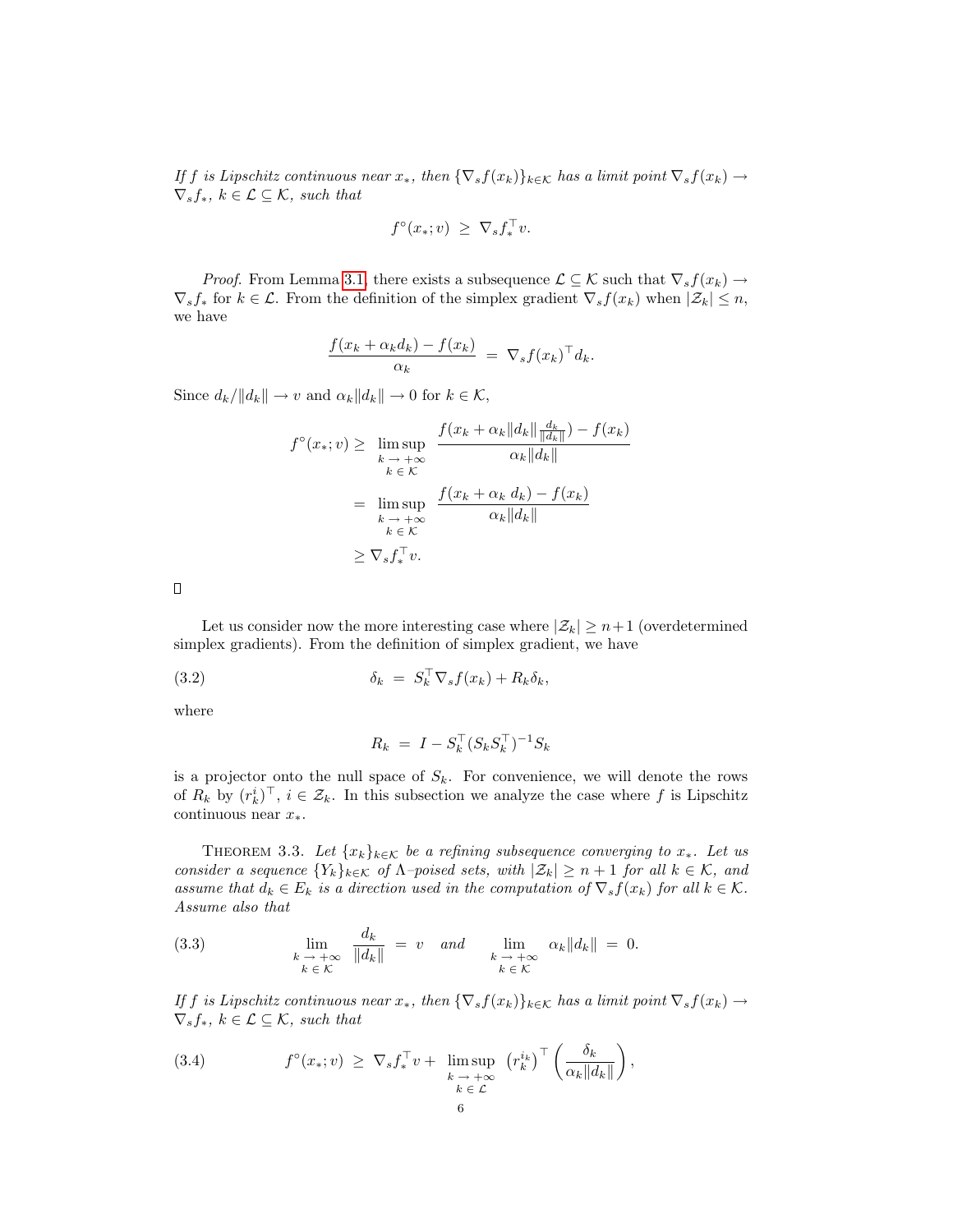*If $f$ is Lipschitz continuous near $x_*$, then $\{\nabla_s f(x_k)\}_{k\in\mathcal{K}}$ has a limit point $\nabla_s f(x_k) \to \nabla_s f_*$, $k \in \mathcal{L} \subseteq \mathcal{K}$, such that*

$$f^\circ(x_*; v) \;\geq\; \nabla_s f_*^\top v.$$

*Proof.* From Lemma 3.1, there exists a subsequence $\mathcal{L} \subseteq \mathcal{K}$ such that $\nabla_s f(x_k) \to \nabla_s f_*$ for $k \in \mathcal{L}$. From the definition of the simplex gradient $\nabla_s f(x_k)$ when $|\mathcal{Z}_k| \leq n$, we have

$$\frac{f(x_k + \alpha_k d_k) - f(x_k)}{\alpha_k} \;=\; \nabla_s f(x_k)^\top d_k.$$

Since $d_k/\|d_k\| \to v$ and $\alpha_k \|d_k\| \to 0$ for $k \in \mathcal{K}$,

$$\begin{aligned} f^\circ(x_*; v) &\geq \limsup_{\substack{k \to +\infty \\ k \in \mathcal{K}}} \frac{f(x_k + \alpha_k \|d_k\| \frac{d_k}{\|d_k\|}) - f(x_k)}{\alpha_k \|d_k\|} \\ &= \limsup_{\substack{k \to +\infty \\ k \in \mathcal{K}}} \frac{f(x_k + \alpha_k \, d_k) - f(x_k)}{\alpha_k \|d_k\|} \\ &\geq \nabla_s f_*^\top v. \end{aligned}$$

□

Let us consider now the more interesting case where $|\mathcal{Z}_k| \geq n+1$ (overdetermined simplex gradients). From the definition of simplex gradient, we have

$$\delta_k \;=\; S_k^\top \nabla_s f(x_k) + R_k \delta_k, \tag{3.2}$$

where

$$R_k \;=\; I - S_k^\top (S_k S_k^\top)^{-1} S_k$$

is a projector onto the null space of $S_k$. For convenience, we will denote the rows of $R_k$ by $(r_k^i)^\top$, $i \in \mathcal{Z}_k$. In this subsection we analyze the case where $f$ is Lipschitz continuous near $x_*$.

Theorem 3.3. *Let $\{x_k\}_{k\in\mathcal{K}}$ be a refining subsequence converging to $x_*$. Let us consider a sequence $\{Y_k\}_{k\in\mathcal{K}}$ of $\Lambda$–poised sets, with $|\mathcal{Z}_k| \geq n+1$ for all $k \in \mathcal{K}$, and assume that $d_k \in E_k$ is a direction used in the computation of $\nabla_s f(x_k)$ for all $k \in \mathcal{K}$. Assume also that*

$$\lim_{\substack{k \to +\infty \\ k \in \mathcal{K}}} \frac{d_k}{\|d_k\|} \;=\; v \quad \textit{and} \quad \lim_{\substack{k \to +\infty \\ k \in \mathcal{K}}} \alpha_k \|d_k\| \;=\; 0. \tag{3.3}$$

*If $f$ is Lipschitz continuous near $x_*$, then $\{\nabla_s f(x_k)\}_{k\in\mathcal{K}}$ has a limit point $\nabla_s f(x_k) \to \nabla_s f_*$, $k \in \mathcal{L} \subseteq \mathcal{K}$, such that*

$$f^\circ(x_*; v) \;\geq\; \nabla_s f_*^\top v + \limsup_{\substack{k \to +\infty \\ k \in \mathcal{L}}} \left(r_k^{i_k}\right)^\top \left( \frac{\delta_k}{\alpha_k \|d_k\|} \right), \tag{3.4}$$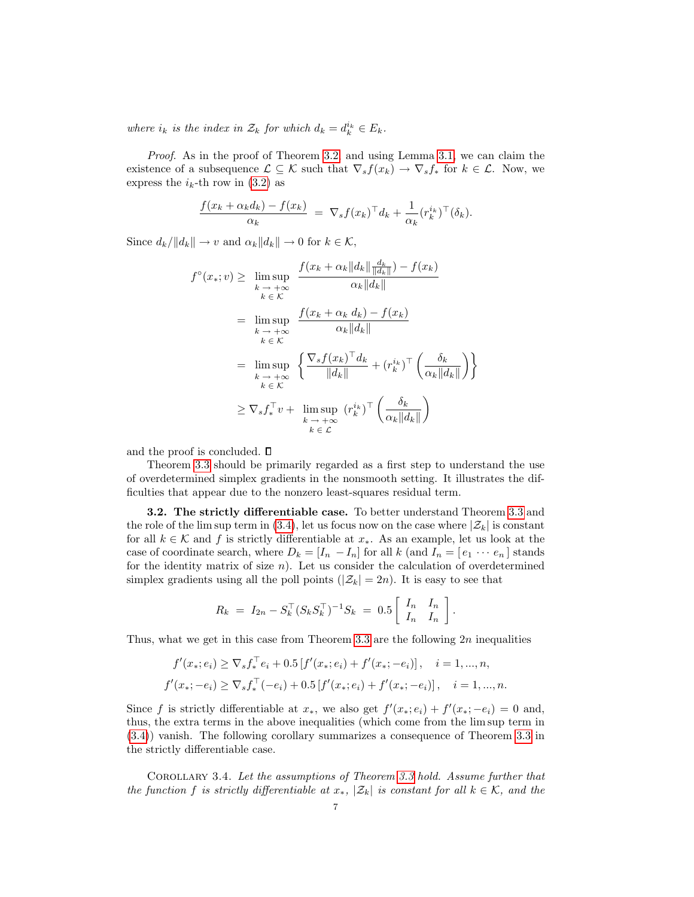*where $i_k$ is the index in $\mathcal{Z}_k$ for which $d_k = d_k^{i_k} \in E_k$.*

*Proof.* As in the proof of Theorem 3.2 and using Lemma 3.1, we can claim the existence of a subsequence $\mathcal{L} \subseteq \mathcal{K}$ such that $\nabla_s f(x_k) \to \nabla_s f_*$ for $k \in \mathcal{L}$. Now, we express the $i_k$-th row in (3.2) as

$$\frac{f(x_k + \alpha_k d_k) - f(x_k)}{\alpha_k} \;=\; \nabla_s f(x_k)^\top d_k + \frac{1}{\alpha_k}(r_k^{i_k})^\top(\delta_k).$$

Since $d_k/\|d_k\| \to v$ and $\alpha_k \|d_k\| \to 0$ for $k \in \mathcal{K}$,

$$\begin{aligned}
f^\circ(x_*; v) \geq & \limsup_{\substack{k \to +\infty \\ k \in \mathcal{K}}} \; \frac{f(x_k + \alpha_k \|d_k\| \frac{d_k}{\|d_k\|}) - f(x_k)}{\alpha_k \|d_k\|} \\
= & \limsup_{\substack{k \to +\infty \\ k \in \mathcal{K}}} \; \frac{f(x_k + \alpha_k \, d_k) - f(x_k)}{\alpha_k \|d_k\|} \\
= & \limsup_{\substack{k \to +\infty \\ k \in \mathcal{K}}} \; \left\{ \frac{\nabla_s f(x_k)^\top d_k}{\|d_k\|} + (r_k^{i_k})^\top \left( \frac{\delta_k}{\alpha_k \|d_k\|} \right) \right\} \\
\geq & \, \nabla_s f_*^\top v + \limsup_{\substack{k \to +\infty \\ k \in \mathcal{L}}} \; (r_k^{i_k})^\top \left( \frac{\delta_k}{\alpha_k \|d_k\|} \right)
\end{aligned}$$

and the proof is concluded. $\square$

Theorem 3.3 should be primarily regarded as a first step to understand the use of overdetermined simplex gradients in the nonsmooth setting. It illustrates the difficulties that appear due to the nonzero least-squares residual term.

**3.2. The strictly differentiable case.** To better understand Theorem 3.3 and the role of the lim sup term in (3.4), let us focus now on the case where $|\mathcal{Z}_k|$ is constant for all $k \in \mathcal{K}$ and $f$ is strictly differentiable at $x_*$. As an example, let us look at the case of coordinate search, where $D_k = [I_n \; -I_n]$ for all $k$ (and $I_n = [\, e_1 \; \cdots \; e_n \,]$ stands for the identity matrix of size $n$). Let us consider the calculation of overdetermined simplex gradients using all the poll points ($|\mathcal{Z}_k| = 2n$). It is easy to see that

$$R_k \;=\; I_{2n} - S_k^\top (S_k S_k^\top)^{-1} S_k \;=\; 0.5 \begin{bmatrix} I_n & I_n \\ I_n & I_n \end{bmatrix}.$$

Thus, what we get in this case from Theorem 3.3 are the following $2n$ inequalities

$$\begin{aligned}
f'(x_*; e_i) &\geq \nabla_s f_*^\top e_i + 0.5 \left[ f'(x_*; e_i) + f'(x_*; -e_i) \right], \quad i = 1, ..., n, \\
f'(x_*; -e_i) &\geq \nabla_s f_*^\top (-e_i) + 0.5 \left[ f'(x_*; e_i) + f'(x_*; -e_i) \right], \quad i = 1, ..., n.
\end{aligned}$$

Since $f$ is strictly differentiable at $x_*$, we also get $f'(x_*; e_i) + f'(x_*; -e_i) = 0$ and, thus, the extra terms in the above inequalities (which come from the lim sup term in (3.4)) vanish. The following corollary summarizes a consequence of Theorem 3.3 in the strictly differentiable case.

COROLLARY 3.4. *Let the assumptions of Theorem 3.3 hold. Assume further that the function $f$ is strictly differentiable at $x_*$, $|\mathcal{Z}_k|$ is constant for all $k \in \mathcal{K}$, and the*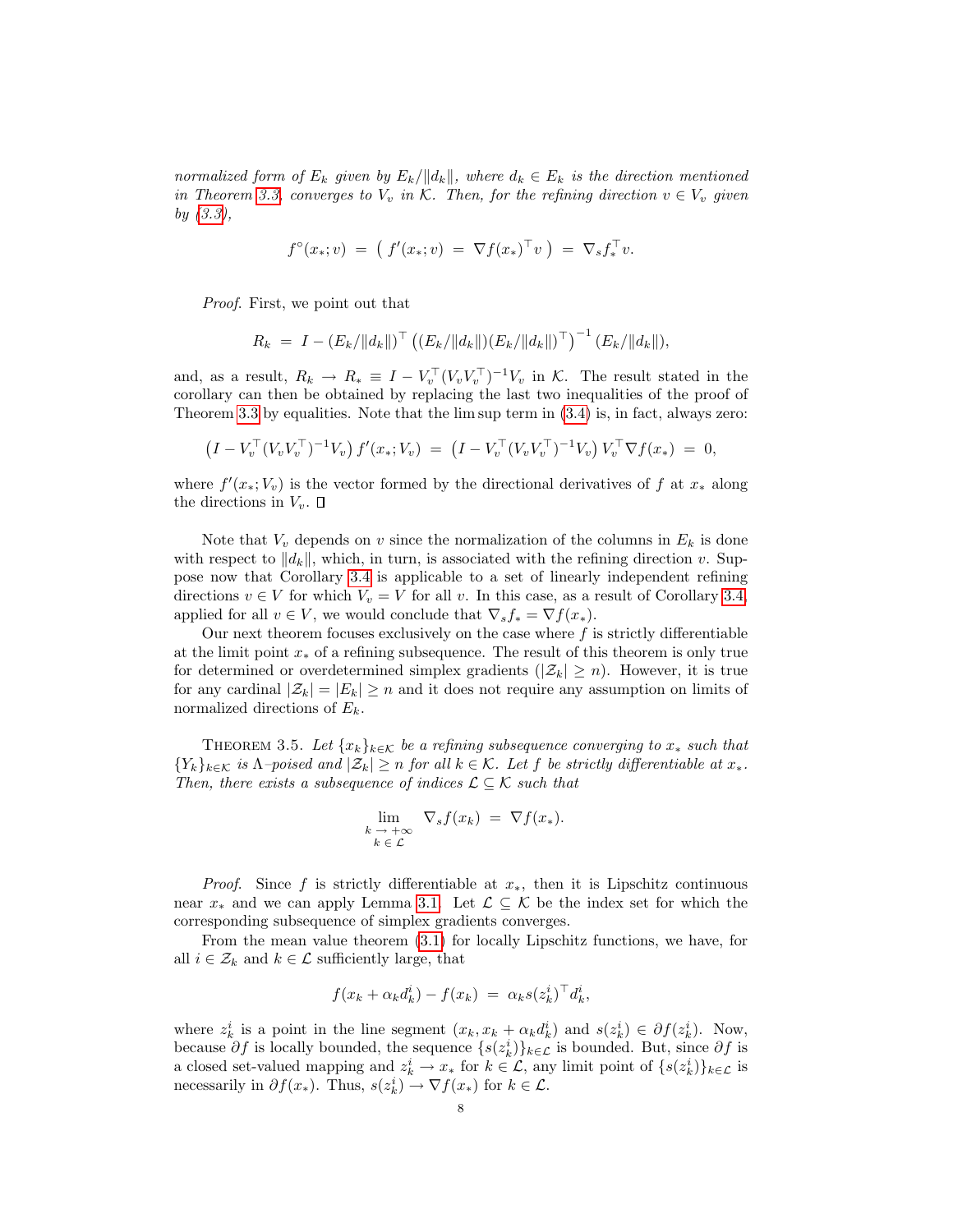*normalized form of $E_k$ given by $E_k/\|d_k\|$, where $d_k \in E_k$ is the direction mentioned in Theorem 3.3, converges to $V_v$ in $\mathcal{K}$. Then, for the refining direction $v \in V_v$ given by (3.3),*

$$f^\circ(x_*; v) \; = \; \left( \, f'(x_*; v) \; = \; \nabla f(x_*)^\top v \, \right) \; = \; \nabla_s f_*^\top v.$$

*Proof.* First, we point out that

$$R_k \; = \; I - (E_k/\|d_k\|)^\top \left( (E_k/\|d_k\|)(E_k/\|d_k\|)^\top \right)^{-1} (E_k/\|d_k\|),$$

and, as a result, $R_k \to R_* \equiv I - V_v^\top (V_v V_v^\top)^{-1} V_v$ in $\mathcal{K}$. The result stated in the corollary can then be obtained by replacing the last two inequalities of the proof of Theorem 3.3 by equalities. Note that the lim sup term in (3.4) is, in fact, always zero:

$$\left( I - V_v^\top (V_v V_v^\top)^{-1} V_v \right) f'(x_*; V_v) \; = \; \left( I - V_v^\top (V_v V_v^\top)^{-1} V_v \right) V_v^\top \nabla f(x_*) \; = \; 0,$$

where $f'(x_*; V_v)$ is the vector formed by the directional derivatives of $f$ at $x_*$ along the directions in $V_v$. $\square$

Note that $V_v$ depends on $v$ since the normalization of the columns in $E_k$ is done with respect to $\|d_k\|$, which, in turn, is associated with the refining direction $v$. Suppose now that Corollary 3.4 is applicable to a set of linearly independent refining directions $v \in V$ for which $V_v = V$ for all $v$. In this case, as a result of Corollary 3.4, applied for all $v \in V$, we would conclude that $\nabla_s f_* = \nabla f(x_*)$.

Our next theorem focuses exclusively on the case where $f$ is strictly differentiable at the limit point $x_*$ of a refining subsequence. The result of this theorem is only true for determined or overdetermined simplex gradients ($|\mathcal{Z}_k| \geq n$). However, it is true for any cardinal $|\mathcal{Z}_k| = |E_k| \geq n$ and it does not require any assumption on limits of normalized directions of $E_k$.

Theorem 3.5. *Let $\{x_k\}_{k \in \mathcal{K}}$ be a refining subsequence converging to $x_*$ such that $\{Y_k\}_{k \in \mathcal{K}}$ is $\Lambda$–poised and $|\mathcal{Z}_k| \geq n$ for all $k \in \mathcal{K}$. Let $f$ be strictly differentiable at $x_*$. Then, there exists a subsequence of indices $\mathcal{L} \subseteq \mathcal{K}$ such that*

$$\lim_{\substack{k \,\to\, +\infty \\ k \,\in\, \mathcal{L}}} \; \nabla_s f(x_k) \; = \; \nabla f(x_*).$$

*Proof.* Since $f$ is strictly differentiable at $x_*$, then it is Lipschitz continuous near $x_*$ and we can apply Lemma 3.1. Let $\mathcal{L} \subseteq \mathcal{K}$ be the index set for which the corresponding subsequence of simplex gradients converges.

From the mean value theorem (3.1) for locally Lipschitz functions, we have, for all $i \in \mathcal{Z}_k$ and $k \in \mathcal{L}$ sufficiently large, that

$$f(x_k + \alpha_k d_k^i) - f(x_k) \; = \; \alpha_k s(z_k^i)^\top d_k^i,$$

where $z_k^i$ is a point in the line segment $(x_k, x_k + \alpha_k d_k^i)$ and $s(z_k^i) \in \partial f(z_k^i)$. Now, because $\partial f$ is locally bounded, the sequence $\{s(z_k^i)\}_{k \in \mathcal{L}}$ is bounded. But, since $\partial f$ is a closed set-valued mapping and $z_k^i \to x_*$ for $k \in \mathcal{L}$, any limit point of $\{s(z_k^i)\}_{k \in \mathcal{L}}$ is necessarily in $\partial f(x_*)$. Thus, $s(z_k^i) \to \nabla f(x_*)$ for $k \in \mathcal{L}$.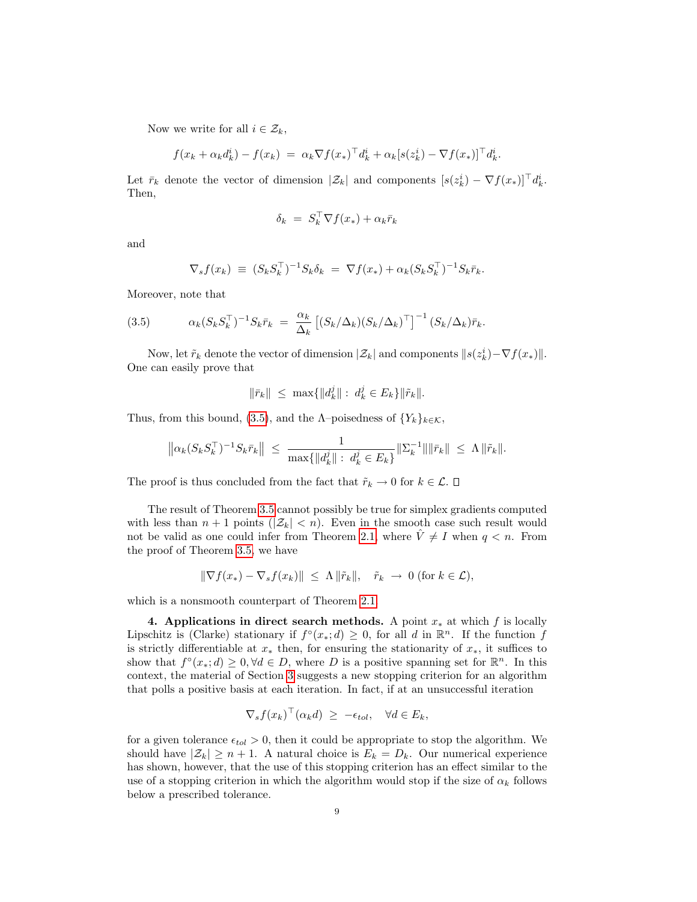Now we write for all $i \in \mathcal{Z}_k$,

$$f(x_k + \alpha_k d_k^i) - f(x_k) \;=\; \alpha_k \nabla f(x_*)^\top d_k^i + \alpha_k [s(z_k^i) - \nabla f(x_*)]^\top d_k^i.$$

Let $\bar{r}_k$ denote the vector of dimension $|\mathcal{Z}_k|$ and components $[s(z_k^i) - \nabla f(x_*)]^\top d_k^i$. Then,

$$\delta_k \;=\; S_k^\top \nabla f(x_*) + \alpha_k \bar{r}_k$$

and

$$\nabla_s f(x_k) \;\equiv\; (S_k S_k^\top)^{-1} S_k \delta_k \;=\; \nabla f(x_*) + \alpha_k (S_k S_k^\top)^{-1} S_k \bar{r}_k.$$

Moreover, note that

$$\alpha_k (S_k S_k^\top)^{-1} S_k \bar{r}_k \;=\; \frac{\alpha_k}{\Delta_k} \left[ (S_k/\Delta_k)(S_k/\Delta_k)^\top \right]^{-1} (S_k/\Delta_k) \bar{r}_k. \tag{3.5}$$

Now, let $\tilde{r}_k$ denote the vector of dimension $|\mathcal{Z}_k|$ and components $\|s(z_k^i) - \nabla f(x_*)\|$. One can easily prove that

$$\|\bar{r}_k\| \;\leq\; \max\{\|d_k^j\| : \, d_k^j \in E_k\} \|\tilde{r}_k\|.$$

Thus, from this bound, (3.5), and the $\Lambda$–poisedness of $\{Y_k\}_{k \in \mathcal{K}}$,

$$\left\| \alpha_k (S_k S_k^\top)^{-1} S_k \bar{r}_k \right\| \;\leq\; \frac{1}{\max\{\|d_k^j\| : \, d_k^j \in E_k\}} \|\Sigma_k^{-1}\| \|\bar{r}_k\| \;\leq\; \Lambda \, \|\tilde{r}_k\|.$$

The proof is thus concluded from the fact that $\tilde{r}_k \to 0$ for $k \in \mathcal{L}$. $\square$

The result of Theorem 3.5 cannot possibly be true for simplex gradients computed with less than $n+1$ points ($|\mathcal{Z}_k| < n$). Even in the smooth case such result would not be valid as one could infer from Theorem 2.1, where $\hat{V} \neq I$ when $q < n$. From the proof of Theorem 3.5, we have

$$\|\nabla f(x_*) - \nabla_s f(x_k)\| \;\leq\; \Lambda \, \|\tilde{r}_k\|, \quad \tilde{r}_k \;\to\; 0 \text{ (for } k \in \mathcal{L}),$$

which is a nonsmooth counterpart of Theorem 2.1.

**4. Applications in direct search methods.** A point $x_*$ at which $f$ is locally Lipschitz is (Clarke) stationary if $f^\circ(x_*; d) \geq 0$, for all $d$ in $\mathbb{R}^n$. If the function $f$ is strictly differentiable at $x_*$ then, for ensuring the stationarity of $x_*$, it suffices to show that $f^\circ(x_*; d) \geq 0, \forall d \in D$, where $D$ is a positive spanning set for $\mathbb{R}^n$. In this context, the material of Section 3 suggests a new stopping criterion for an algorithm that polls a positive basis at each iteration. In fact, if at an unsuccessful iteration

$$\nabla_s f(x_k)^\top (\alpha_k d) \;\geq\; -\epsilon_{tol}, \quad \forall d \in E_k,$$

for a given tolerance $\epsilon_{tol} > 0$, then it could be appropriate to stop the algorithm. We should have $|\mathcal{Z}_k| \geq n+1$. A natural choice is $E_k = D_k$. Our numerical experience has shown, however, that the use of this stopping criterion has an effect similar to the use of a stopping criterion in which the algorithm would stop if the size of $\alpha_k$ follows below a prescribed tolerance.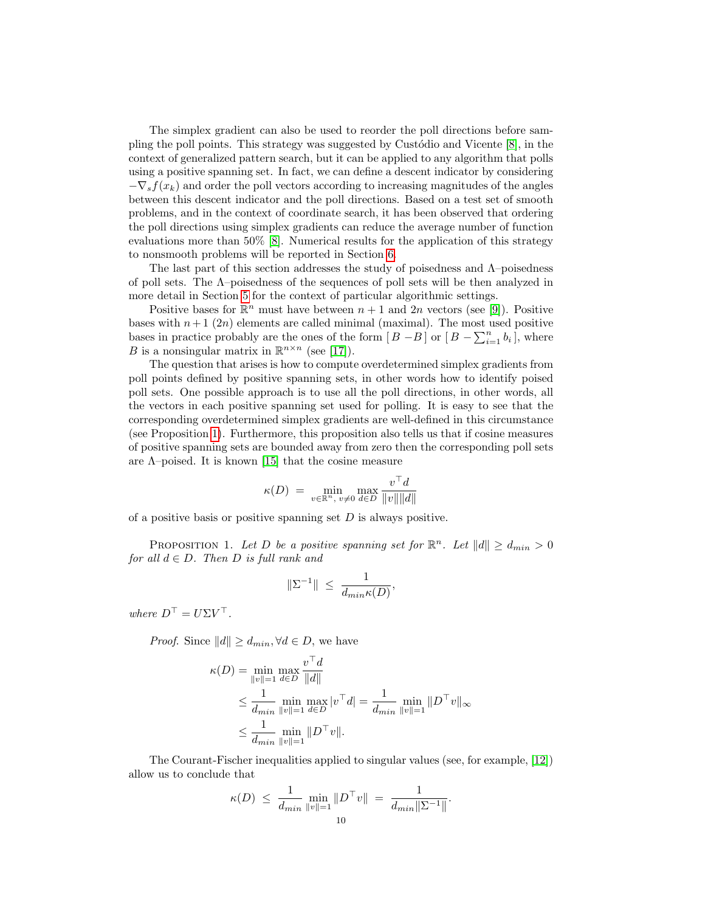The simplex gradient can also be used to reorder the poll directions before sampling the poll points. This strategy was suggested by Custódio and Vicente [8], in the context of generalized pattern search, but it can be applied to any algorithm that polls using a positive spanning set. In fact, we can define a descent indicator by considering $-\nabla_s f(x_k)$ and order the poll vectors according to increasing magnitudes of the angles between this descent indicator and the poll directions. Based on a test set of smooth problems, and in the context of coordinate search, it has been observed that ordering the poll directions using simplex gradients can reduce the average number of function evaluations more than 50% [8]. Numerical results for the application of this strategy to nonsmooth problems will be reported in Section 6.

The last part of this section addresses the study of poisedness and $\Lambda$–poisedness of poll sets. The $\Lambda$–poisedness of the sequences of poll sets will be then analyzed in more detail in Section 5 for the context of particular algorithmic settings.

Positive bases for $\mathbb{R}^n$ must have between $n+1$ and $2n$ vectors (see [9]). Positive bases with $n+1$ ($2n$) elements are called minimal (maximal). The most used positive bases in practice probably are the ones of the form $[\, B \; -B \,]$ or $[\, B \; -\sum_{i=1}^n b_i \,]$, where $B$ is a nonsingular matrix in $\mathbb{R}^{n\times n}$ (see [17]).

The question that arises is how to compute overdetermined simplex gradients from poll points defined by positive spanning sets, in other words how to identify poised poll sets. One possible approach is to use all the poll directions, in other words, all the vectors in each positive spanning set used for polling. It is easy to see that the corresponding overdetermined simplex gradients are well-defined in this circumstance (see Proposition 1). Furthermore, this proposition also tells us that if cosine measures of positive spanning sets are bounded away from zero then the corresponding poll sets are $\Lambda$–poised. It is known [15] that the cosine measure

$$\kappa(D) \;=\; \min_{v\in\mathbb{R}^n,\, v\neq 0}\; \max_{d\in D} \frac{v^\top d}{\|v\|\|d\|}$$

of a positive basis or positive spanning set $D$ is always positive.

Proposition 1. *Let $D$ be a positive spanning set for $\mathbb{R}^n$. Let $\|d\| \geq d_{min} > 0$ for all $d \in D$. Then $D$ is full rank and*

$$\|\Sigma^{-1}\| \;\leq\; \frac{1}{d_{min}\kappa(D)},$$

*where $D^\top = U\Sigma V^\top$.*

*Proof.* Since $\|d\| \geq d_{min}, \forall d \in D$, we have

$$\begin{aligned}
\kappa(D) &= \min_{\|v\|=1} \max_{d\in D} \frac{v^\top d}{\|d\|} \\
&\leq \frac{1}{d_{min}} \min_{\|v\|=1} \max_{d\in D} |v^\top d| = \frac{1}{d_{min}} \min_{\|v\|=1} \|D^\top v\|_\infty \\
&\leq \frac{1}{d_{min}} \min_{\|v\|=1} \|D^\top v\|.
\end{aligned}$$

The Courant-Fischer inequalities applied to singular values (see, for example, [12]) allow us to conclude that

$$\kappa(D) \;\leq\; \frac{1}{d_{min}} \min_{\|v\|=1} \|D^\top v\| \;=\; \frac{1}{d_{min}\|\Sigma^{-1}\|}.$$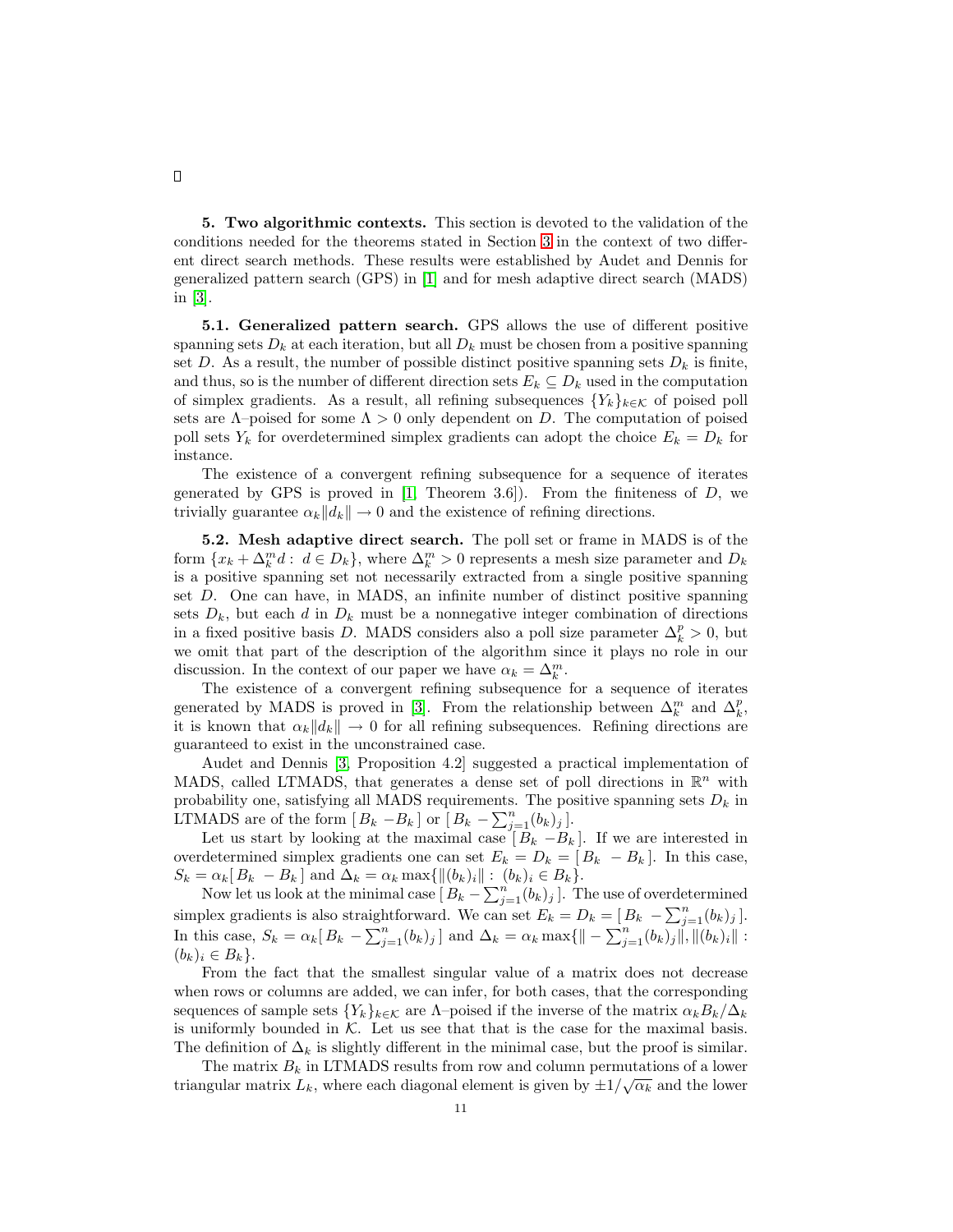□

## 5. Two algorithmic contexts.

This section is devoted to the validation of the conditions needed for the theorems stated in Section 3 in the context of two different direct search methods. These results were established by Audet and Dennis for generalized pattern search (GPS) in [1] and for mesh adaptive direct search (MADS) in [3].

### 5.1. Generalized pattern search.

GPS allows the use of different positive spanning sets $D_k$ at each iteration, but all $D_k$ must be chosen from a positive spanning set $D$. As a result, the number of possible distinct positive spanning sets $D_k$ is finite, and thus, so is the number of different direction sets $E_k \subseteq D_k$ used in the computation of simplex gradients. As a result, all refining subsequences $\{Y_k\}_{k\in\mathcal{K}}$ of poised poll sets are $\Lambda$–poised for some $\Lambda > 0$ only dependent on $D$. The computation of poised poll sets $Y_k$ for overdetermined simplex gradients can adopt the choice $E_k = D_k$ for instance.

The existence of a convergent refining subsequence for a sequence of iterates generated by GPS is proved in [1, Theorem 3.6]). From the finiteness of $D$, we trivially guarantee $\alpha_k \|d_k\| \to 0$ and the existence of refining directions.

### 5.2. Mesh adaptive direct search.

The poll set or frame in MADS is of the form $\{x_k + \Delta_k^m d : d \in D_k\}$, where $\Delta_k^m > 0$ represents a mesh size parameter and $D_k$ is a positive spanning set not necessarily extracted from a single positive spanning set $D$. One can have, in MADS, an infinite number of distinct positive spanning sets $D_k$, but each $d$ in $D_k$ must be a nonnegative integer combination of directions in a fixed positive basis $D$. MADS considers also a poll size parameter $\Delta_k^p > 0$, but we omit that part of the description of the algorithm since it plays no role in our discussion. In the context of our paper we have $\alpha_k = \Delta_k^m$.

The existence of a convergent refining subsequence for a sequence of iterates generated by MADS is proved in [3]. From the relationship between $\Delta_k^m$ and $\Delta_k^p$, it is known that $\alpha_k \|d_k\| \to 0$ for all refining subsequences. Refining directions are guaranteed to exist in the unconstrained case.

Audet and Dennis [3, Proposition 4.2] suggested a practical implementation of MADS, called LTMADS, that generates a dense set of poll directions in $\mathbb{R}^n$ with probability one, satisfying all MADS requirements. The positive spanning sets $D_k$ in LTMADS are of the form $[\, B_k \; -B_k \,]$ or $[\, B_k \; -\sum_{j=1}^n (b_k)_j \,]$.

Let us start by looking at the maximal case $[\, B_k \; -B_k \,]$. If we are interested in overdetermined simplex gradients one can set $E_k = D_k = [\, B_k \; -B_k \,]$. In this case, $S_k = \alpha_k [\, B_k \; -B_k \,]$ and $\Delta_k = \alpha_k \max\{\|(b_k)_i\| : (b_k)_i \in B_k\}$.

Now let us look at the minimal case $[\, B_k \; -\sum_{j=1}^n (b_k)_j \,]$. The use of overdetermined simplex gradients is also straightforward. We can set $E_k = D_k = [\, B_k \; -\sum_{j=1}^n (b_k)_j \,]$. In this case, $S_k = \alpha_k [\, B_k \; -\sum_{j=1}^n (b_k)_j \,]$ and $\Delta_k = \alpha_k \max\{\| -\sum_{j=1}^n (b_k)_j \|, \|(b_k)_i\| : (b_k)_i \in B_k\}$.

From the fact that the smallest singular value of a matrix does not decrease when rows or columns are added, we can infer, for both cases, that the corresponding sequences of sample sets $\{Y_k\}_{k\in\mathcal{K}}$ are $\Lambda$–poised if the inverse of the matrix $\alpha_k B_k / \Delta_k$ is uniformly bounded in $\mathcal{K}$. Let us see that that is the case for the maximal basis. The definition of $\Delta_k$ is slightly different in the minimal case, but the proof is similar.

The matrix $B_k$ in LTMADS results from row and column permutations of a lower triangular matrix $L_k$, where each diagonal element is given by $\pm 1/\sqrt{\alpha_k}$ and the lower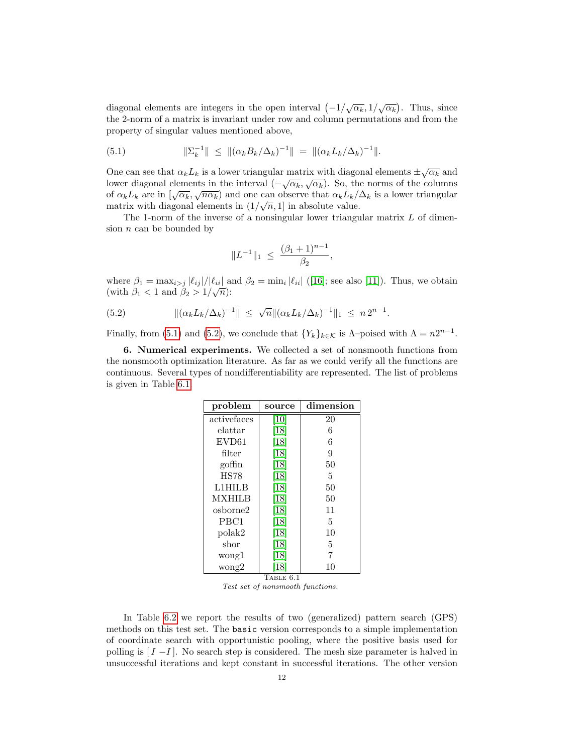diagonal elements are integers in the open interval $\left(-1/\sqrt{\alpha_k}, 1/\sqrt{\alpha_k}\right)$. Thus, since the 2-norm of a matrix is invariant under row and column permutations and from the property of singular values mentioned above,

$$\|\Sigma_k^{-1}\| \;\leq\; \|(\alpha_k B_k/\Delta_k)^{-1}\| \;=\; \|(\alpha_k L_k/\Delta_k)^{-1}\|. \tag{5.1}$$

One can see that $\alpha_k L_k$ is a lower triangular matrix with diagonal elements $\pm\sqrt{\alpha_k}$ and lower diagonal elements in the interval $(-\sqrt{\alpha_k}, \sqrt{\alpha_k})$. So, the norms of the columns of $\alpha_k L_k$ are in $[\sqrt{\alpha_k}, \sqrt{n\alpha_k})$ and one can observe that $\alpha_k L_k/\Delta_k$ is a lower triangular matrix with diagonal elements in $(1/\sqrt{n}, 1]$ in absolute value.

The 1-norm of the inverse of a nonsingular lower triangular matrix $L$ of dimension $n$ can be bounded by

$$\|L^{-1}\|_1 \;\leq\; \frac{(\beta_1+1)^{n-1}}{\beta_2},$$

where $\beta_1 = \max_{i>j} |\ell_{ij}|/|\ell_{ii}|$ and $\beta_2 = \min_i |\ell_{ii}|$ ([16]; see also [11]). Thus, we obtain (with $\beta_1 < 1$ and $\beta_2 > 1/\sqrt{n}$):

$$\|(\alpha_k L_k/\Delta_k)^{-1}\| \;\leq\; \sqrt{n}\|(\alpha_k L_k/\Delta_k)^{-1}\|_1 \;\leq\; n\, 2^{n-1}. \tag{5.2}$$

Finally, from (5.1) and (5.2), we conclude that $\{Y_k\}_{k\in\mathcal{K}}$ is $\Lambda$–poised with $\Lambda = n2^{n-1}$.

**6. Numerical experiments.** We collected a set of nonsmooth functions from the nonsmooth optimization literature. As far as we could verify all the functions are continuous. Several types of nondifferentiability are represented. The list of problems is given in Table 6.1.

| problem | source | dimension |
|---|---|---|
| activefaces | [10] | 20 |
| elattar | [18] | 6 |
| EVD61 | [18] | 6 |
| filter | [18] | 9 |
| goffin | [18] | 50 |
| HS78 | [18] | 5 |
| L1HILB | [18] | 50 |
| MXHILB | [18] | 50 |
| osborne2 | [18] | 11 |
| PBC1 | [18] | 5 |
| polak2 | [18] | 10 |
| shor | [18] | 5 |
| wong1 | [18] | 7 |
| wong2 | [18] | 10 |

TABLE 6.1
*Test set of nonsmooth functions.*

In Table 6.2 we report the results of two (generalized) pattern search (GPS) methods on this test set. The `basic` version corresponds to a simple implementation of coordinate search with opportunistic pooling, where the positive basis used for polling is $[\,I\;-I\,]$. No search step is considered. The mesh size parameter is halved in unsuccessful iterations and kept constant in successful iterations. The other version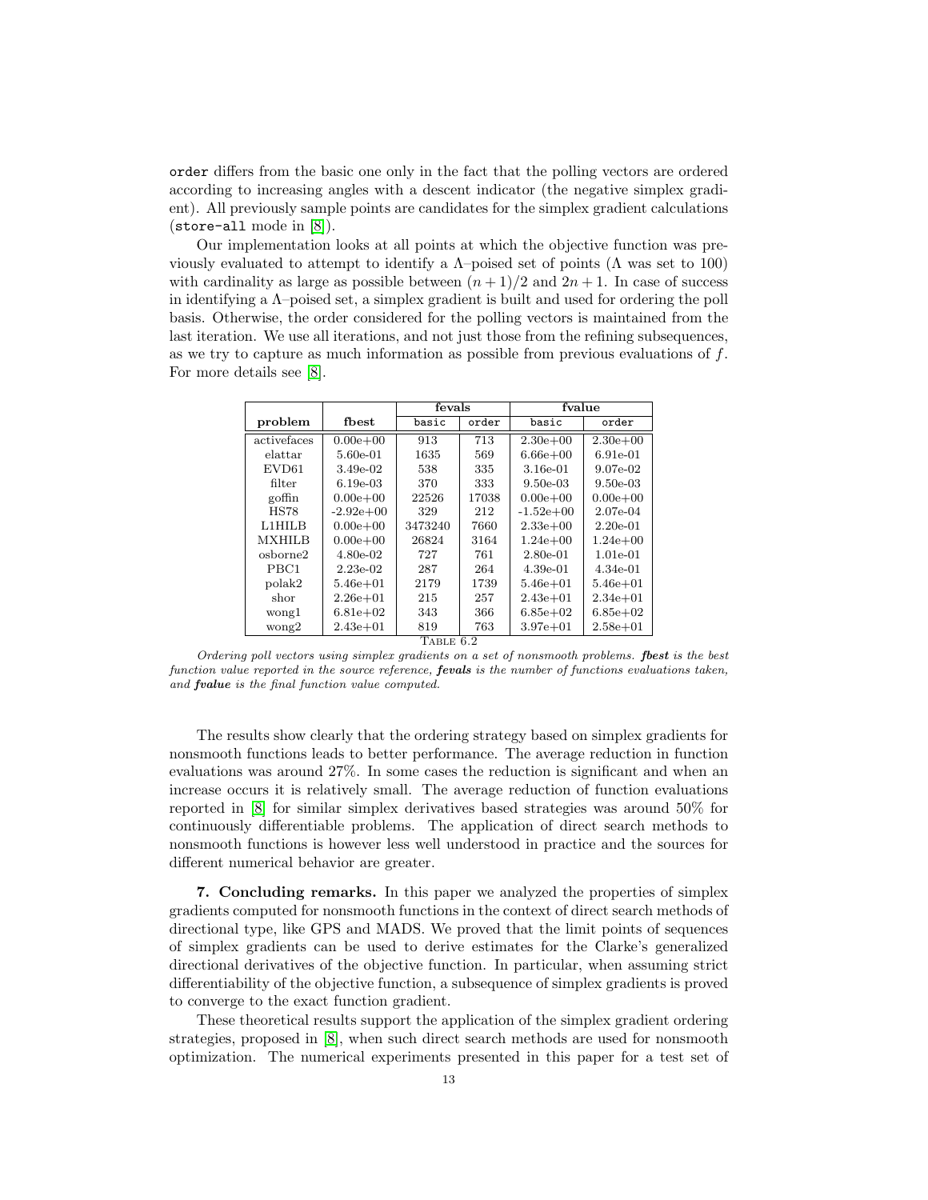order differs from the basic one only in the fact that the polling vectors are ordered according to increasing angles with a descent indicator (the negative simplex gradient). All previously sample points are candidates for the simplex gradient calculations (store-all mode in [8]).

Our implementation looks at all points at which the objective function was previously evaluated to attempt to identify a $\Lambda$–poised set of points ($\Lambda$ was set to 100) with cardinality as large as possible between $(n+1)/2$ and $2n+1$. In case of success in identifying a $\Lambda$–poised set, a simplex gradient is built and used for ordering the poll basis. Otherwise, the order considered for the polling vectors is maintained from the last iteration. We use all iterations, and not just those from the refining subsequences, as we try to capture as much information as possible from previous evaluations of $f$. For more details see [8].

| | | **fevals** | | **fvalue** | |
|---|---|---|---|---|---|
| **problem** | **fbest** | basic | order | basic | order |
| activefaces | 0.00e+00 | 913 | 713 | 2.30e+00 | 2.30e+00 |
| elattar | 5.60e-01 | 1635 | 569 | 6.66e+00 | 6.91e-01 |
| EVD61 | 3.49e-02 | 538 | 335 | 3.16e-01 | 9.07e-02 |
| filter | 6.19e-03 | 370 | 333 | 9.50e-03 | 9.50e-03 |
| goffin | 0.00e+00 | 22526 | 17038 | 0.00e+00 | 0.00e+00 |
| HS78 | -2.92e+00 | 329 | 212 | -1.52e+00 | 2.07e-04 |
| L1HILB | 0.00e+00 | 3473240 | 7660 | 2.33e+00 | 2.20e-01 |
| MXHILB | 0.00e+00 | 26824 | 3164 | 1.24e+00 | 1.24e+00 |
| osborne2 | 4.80e-02 | 727 | 761 | 2.80e-01 | 1.01e-01 |
| PBC1 | 2.23e-02 | 287 | 264 | 4.39e-01 | 4.34e-01 |
| polak2 | 5.46e+01 | 2179 | 1739 | 5.46e+01 | 5.46e+01 |
| shor | 2.26e+01 | 215 | 257 | 2.43e+01 | 2.34e+01 |
| wong1 | 6.81e+02 | 343 | 366 | 6.85e+02 | 6.85e+02 |
| wong2 | 2.43e+01 | 819 | 763 | 3.97e+01 | 2.58e+01 |

TABLE 6.2

*Ordering poll vectors using simplex gradients on a set of nonsmooth problems.* ***fbest*** *is the best function value reported in the source reference,* ***fevals*** *is the number of functions evaluations taken, and* ***fvalue*** *is the final function value computed.*

The results show clearly that the ordering strategy based on simplex gradients for nonsmooth functions leads to better performance. The average reduction in function evaluations was around 27%. In some cases the reduction is significant and when an increase occurs it is relatively small. The average reduction of function evaluations reported in [8] for similar simplex derivatives based strategies was around 50% for continuously differentiable problems. The application of direct search methods to nonsmooth functions is however less well understood in practice and the sources for different numerical behavior are greater.

**7. Concluding remarks.** In this paper we analyzed the properties of simplex gradients computed for nonsmooth functions in the context of direct search methods of directional type, like GPS and MADS. We proved that the limit points of sequences of simplex gradients can be used to derive estimates for the Clarke's generalized directional derivatives of the objective function. In particular, when assuming strict differentiability of the objective function, a subsequence of simplex gradients is proved to converge to the exact function gradient.

These theoretical results support the application of the simplex gradient ordering strategies, proposed in [8], when such direct search methods are used for nonsmooth optimization. The numerical experiments presented in this paper for a test set of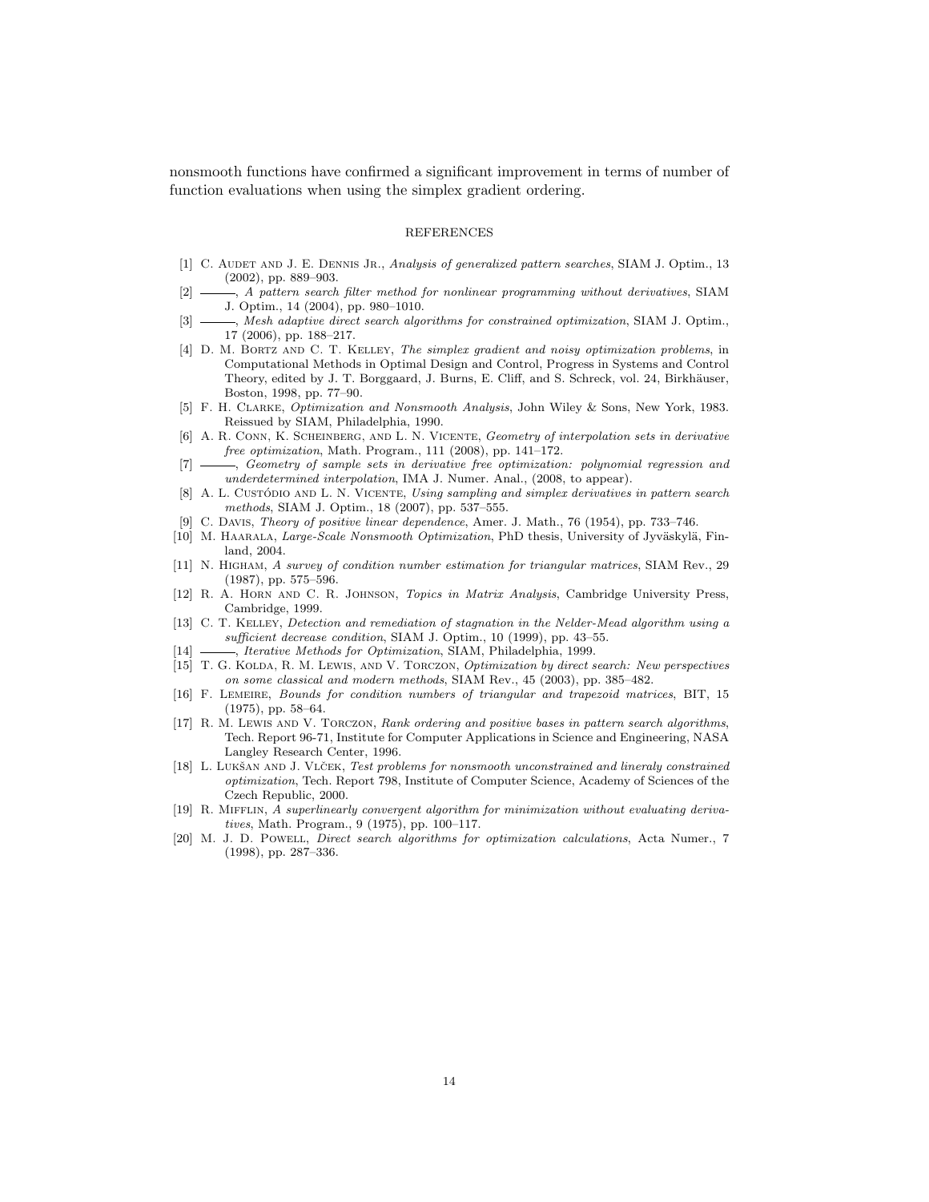nonsmooth functions have confirmed a significant improvement in terms of number of function evaluations when using the simplex gradient ordering.

## REFERENCES

[1] C. Audet and J. E. Dennis Jr., *Analysis of generalized pattern searches*, SIAM J. Optim., 13 (2002), pp. 889–903.

[2] ———, *A pattern search filter method for nonlinear programming without derivatives*, SIAM J. Optim., 14 (2004), pp. 980–1010.

[3] ———, *Mesh adaptive direct search algorithms for constrained optimization*, SIAM J. Optim., 17 (2006), pp. 188–217.

[4] D. M. Bortz and C. T. Kelley, *The simplex gradient and noisy optimization problems*, in Computational Methods in Optimal Design and Control, Progress in Systems and Control Theory, edited by J. T. Borggaard, J. Burns, E. Cliff, and S. Schreck, vol. 24, Birkhäuser, Boston, 1998, pp. 77–90.

[5] F. H. Clarke, *Optimization and Nonsmooth Analysis*, John Wiley & Sons, New York, 1983. Reissued by SIAM, Philadelphia, 1990.

[6] A. R. Conn, K. Scheinberg, and L. N. Vicente, *Geometry of interpolation sets in derivative free optimization*, Math. Program., 111 (2008), pp. 141–172.

[7] ———, *Geometry of sample sets in derivative free optimization: polynomial regression and underdetermined interpolation*, IMA J. Numer. Anal., (2008, to appear).

[8] A. L. Custódio and L. N. Vicente, *Using sampling and simplex derivatives in pattern search methods*, SIAM J. Optim., 18 (2007), pp. 537–555.

[9] C. Davis, *Theory of positive linear dependence*, Amer. J. Math., 76 (1954), pp. 733–746.

[10] M. Haarala, *Large-Scale Nonsmooth Optimization*, PhD thesis, University of Jyväskylä, Finland, 2004.

[11] N. Higham, *A survey of condition number estimation for triangular matrices*, SIAM Rev., 29 (1987), pp. 575–596.

[12] R. A. Horn and C. R. Johnson, *Topics in Matrix Analysis*, Cambridge University Press, Cambridge, 1999.

[13] C. T. Kelley, *Detection and remediation of stagnation in the Nelder-Mead algorithm using a sufficient decrease condition*, SIAM J. Optim., 10 (1999), pp. 43–55.

[14] ———, *Iterative Methods for Optimization*, SIAM, Philadelphia, 1999.

[15] T. G. Kolda, R. M. Lewis, and V. Torczon, *Optimization by direct search: New perspectives on some classical and modern methods*, SIAM Rev., 45 (2003), pp. 385–482.

[16] F. Lemeire, *Bounds for condition numbers of triangular and trapezoid matrices*, BIT, 15 (1975), pp. 58–64.

[17] R. M. Lewis and V. Torczon, *Rank ordering and positive bases in pattern search algorithms*, Tech. Report 96-71, Institute for Computer Applications in Science and Engineering, NASA Langley Research Center, 1996.

[18] L. Lukšan and J. Vlček, *Test problems for nonsmooth unconstrained and lineraly constrained optimization*, Tech. Report 798, Institute of Computer Science, Academy of Sciences of the Czech Republic, 2000.

[19] R. Mifflin, *A superlinearly convergent algorithm for minimization without evaluating derivatives*, Math. Program., 9 (1975), pp. 100–117.

[20] M. J. D. Powell, *Direct search algorithms for optimization calculations*, Acta Numer., 7 (1998), pp. 287–336.